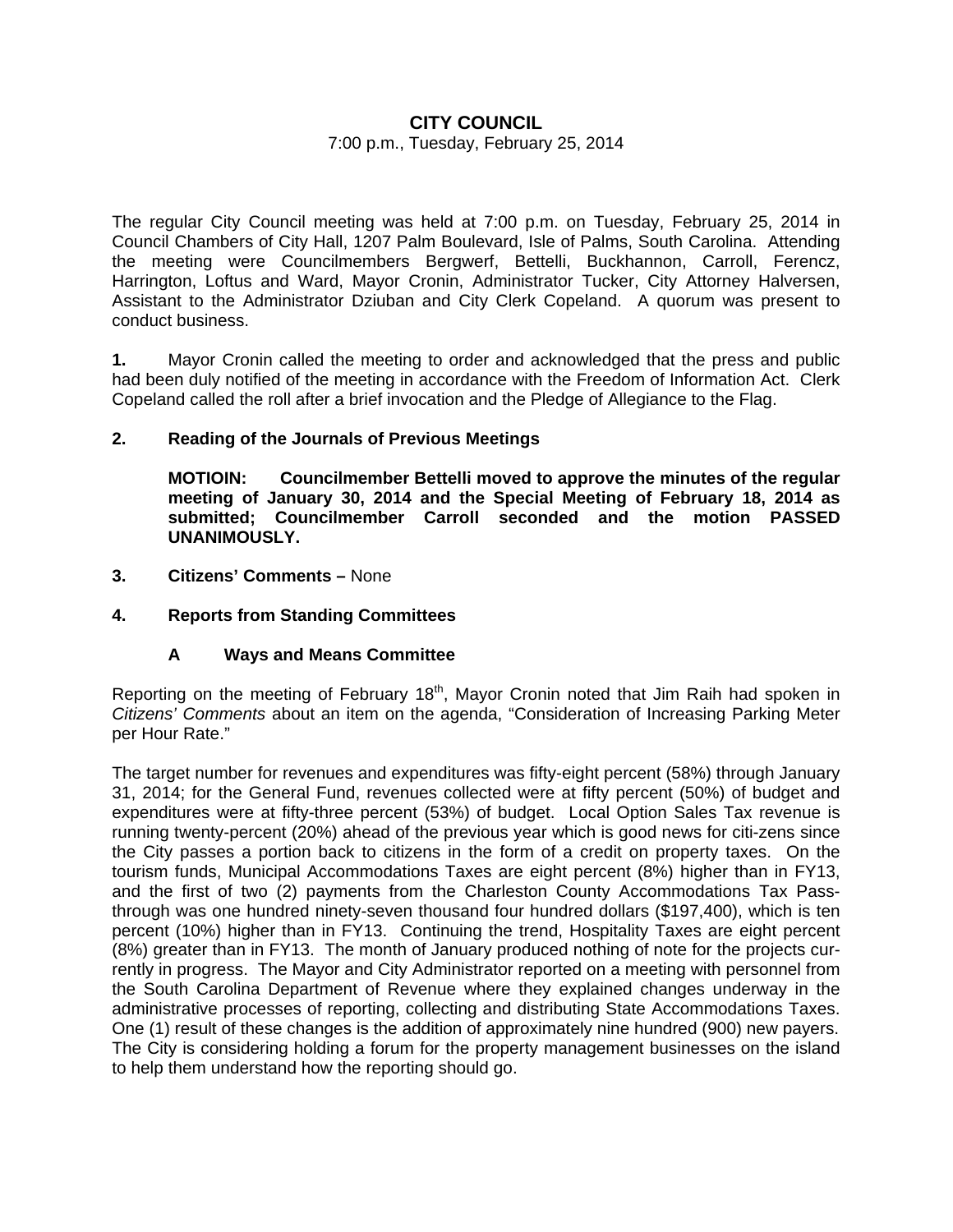# CITY COUNCIL

7:00 p.m., Tuesday, February 25, 2014

The regular City Council meeting was held at 7:00 p.m. on Tuesday, February 25, 2014 in Council Chambers of City Hall, 1207 Palm Boulevard, Isle of Palms, South Carolina. Attending the meeting were Councilmembers Bergwerf, Bettelli, Buckhannon, Carroll, Ferencz, Harrington, Loftus and Ward, Mayor Cronin, Administrator Tucker, City Attorney Halversen, Assistant to the Administrator Dziuban and City Clerk Copeland. A quorum was present to conduct business.

**1.** Mayor Cronin called the meeting to order and acknowledged that the press and public had been duly notified of the meeting in accordance with the Freedom of Information Act. Clerk Copeland called the roll after a brief invocation and the Pledge of Allegiance to the Flag.

**2. Reading of the Journals of Previous Meetings**

**MOTIOIN: Councilmember Bettelli moved to approve the minutes of the regular meeting of January 30, 2014 and the Special Meeting of February 18, 2014 as submitted; Councilmember Carroll seconded and the motion PASSED UNANIMOUSLY.**

**3. Citizens' Comments –** None

**4. Reports from Standing Committees**

**A Ways and Means Committee**

Reporting on the meeting of February 18th, Mayor Cronin noted that Jim Raih had spoken in *Citizens' Comments* about an item on the agenda, "Consideration of Increasing Parking Meter per Hour Rate."

The target number for revenues and expenditures was fifty-eight percent (58%) through January 31, 2014; for the General Fund, revenues collected were at fifty percent (50%) of budget and expenditures were at fifty-three percent (53%) of budget. Local Option Sales Tax revenue is running twenty-percent (20%) ahead of the previous year which is good news for citi-zens since the City passes a portion back to citizens in the form of a credit on property taxes. On the tourism funds, Municipal Accommodations Taxes are eight percent (8%) higher than in FY13, and the first of two (2) payments from the Charleston County Accommodations Tax Pass-through was one hundred ninety-seven thousand four hundred dollars ($197,400), which is ten percent (10%) higher than in FY13. Continuing the trend, Hospitality Taxes are eight percent (8%) greater than in FY13. The month of January produced nothing of note for the projects cur-rently in progress. The Mayor and City Administrator reported on a meeting with personnel from the South Carolina Department of Revenue where they explained changes underway in the administrative processes of reporting, collecting and distributing State Accommodations Taxes. One (1) result of these changes is the addition of approximately nine hundred (900) new payers. The City is considering holding a forum for the property management businesses on the island to help them understand how the reporting should go.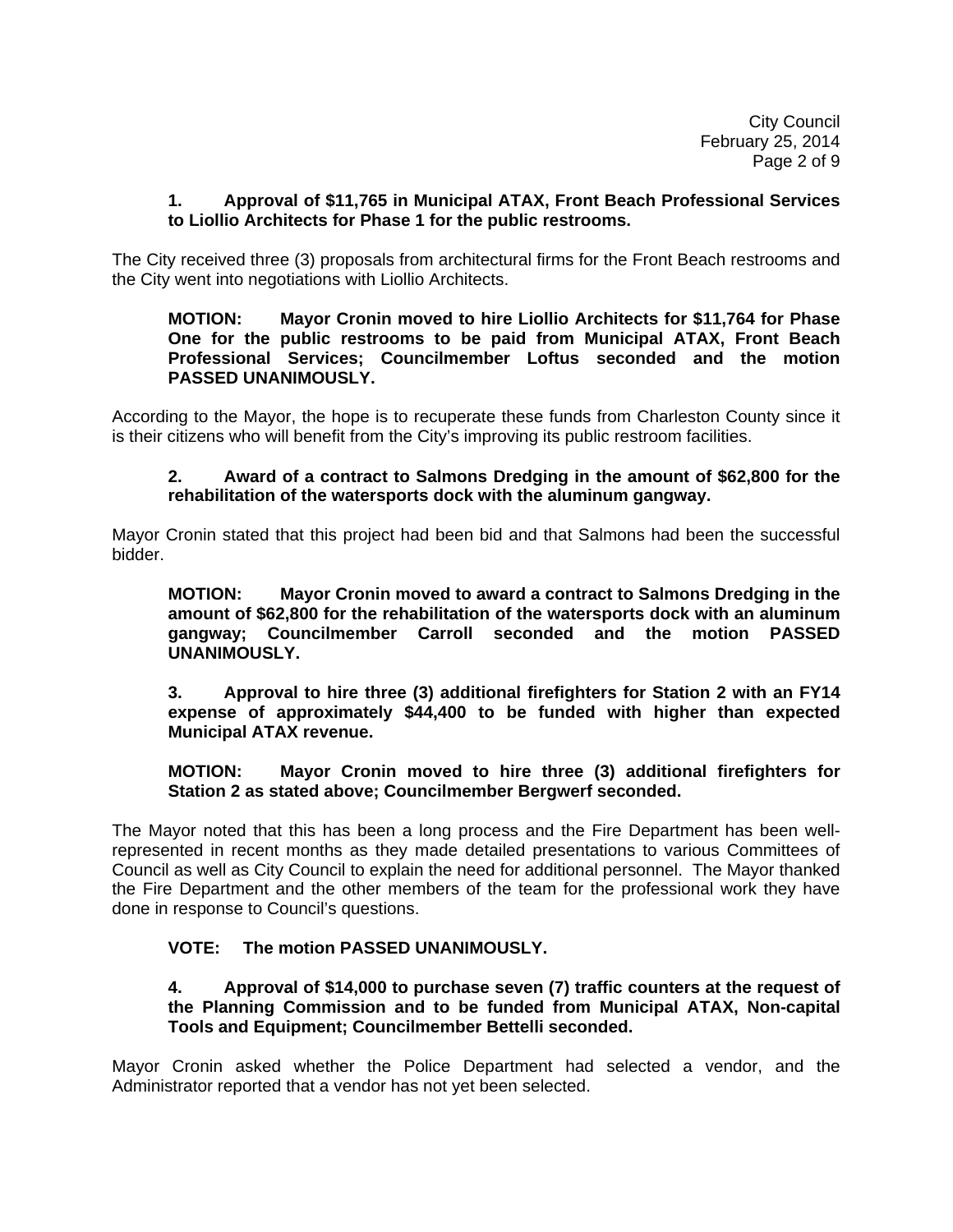**1. Approval of $11,765 in Municipal ATAX, Front Beach Professional Services to Liollio Architects for Phase 1 for the public restrooms.**

The City received three (3) proposals from architectural firms for the Front Beach restrooms and the City went into negotiations with Liollio Architects.

**MOTION: Mayor Cronin moved to hire Liollio Architects for $11,764 for Phase One for the public restrooms to be paid from Municipal ATAX, Front Beach Professional Services; Councilmember Loftus seconded and the motion PASSED UNANIMOUSLY.**

According to the Mayor, the hope is to recuperate these funds from Charleston County since it is their citizens who will benefit from the City's improving its public restroom facilities.

**2. Award of a contract to Salmons Dredging in the amount of $62,800 for the rehabilitation of the watersports dock with the aluminum gangway.**

Mayor Cronin stated that this project had been bid and that Salmons had been the successful bidder.

**MOTION: Mayor Cronin moved to award a contract to Salmons Dredging in the amount of $62,800 for the rehabilitation of the watersports dock with an aluminum gangway; Councilmember Carroll seconded and the motion PASSED UNANIMOUSLY.**

**3. Approval to hire three (3) additional firefighters for Station 2 with an FY14 expense of approximately $44,400 to be funded with higher than expected Municipal ATAX revenue.**

**MOTION: Mayor Cronin moved to hire three (3) additional firefighters for Station 2 as stated above; Councilmember Bergwerf seconded.**

The Mayor noted that this has been a long process and the Fire Department has been well-represented in recent months as they made detailed presentations to various Committees of Council as well as City Council to explain the need for additional personnel. The Mayor thanked the Fire Department and the other members of the team for the professional work they have done in response to Council's questions.

**VOTE: The motion PASSED UNANIMOUSLY.**

**4. Approval of $14,000 to purchase seven (7) traffic counters at the request of the Planning Commission and to be funded from Municipal ATAX, Non-capital Tools and Equipment; Councilmember Bettelli seconded.**

Mayor Cronin asked whether the Police Department had selected a vendor, and the Administrator reported that a vendor has not yet been selected.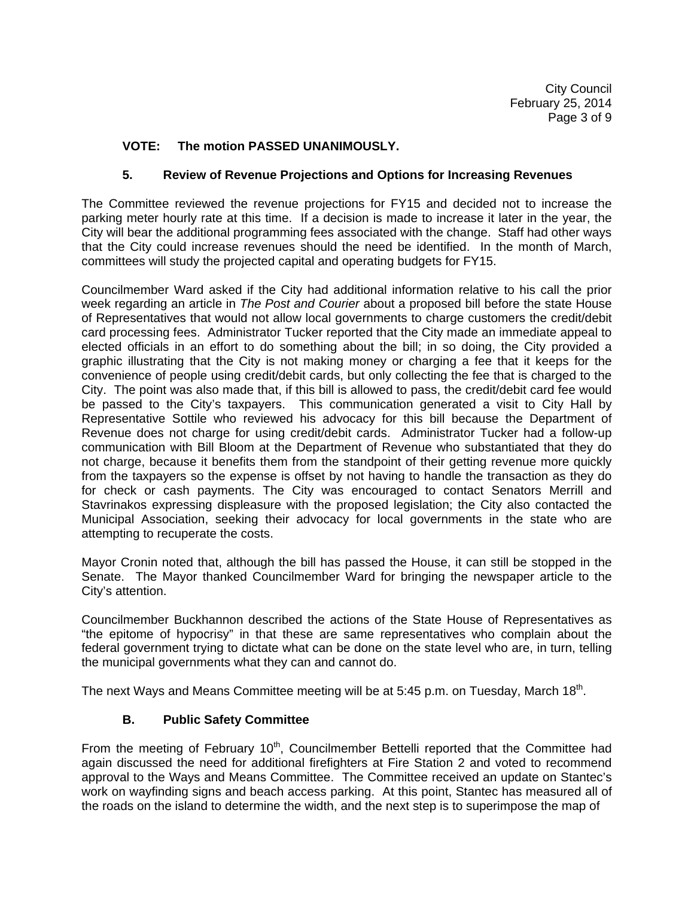**VOTE: The motion PASSED UNANIMOUSLY.**

### 5. Review of Revenue Projections and Options for Increasing Revenues

The Committee reviewed the revenue projections for FY15 and decided not to increase the parking meter hourly rate at this time. If a decision is made to increase it later in the year, the City will bear the additional programming fees associated with the change. Staff had other ways that the City could increase revenues should the need be identified. In the month of March, committees will study the projected capital and operating budgets for FY15.

Councilmember Ward asked if the City had additional information relative to his call the prior week regarding an article in *The Post and Courier* about a proposed bill before the state House of Representatives that would not allow local governments to charge customers the credit/debit card processing fees. Administrator Tucker reported that the City made an immediate appeal to elected officials in an effort to do something about the bill; in so doing, the City provided a graphic illustrating that the City is not making money or charging a fee that it keeps for the convenience of people using credit/debit cards, but only collecting the fee that is charged to the City. The point was also made that, if this bill is allowed to pass, the credit/debit card fee would be passed to the City's taxpayers. This communication generated a visit to City Hall by Representative Sottile who reviewed his advocacy for this bill because the Department of Revenue does not charge for using credit/debit cards. Administrator Tucker had a follow-up communication with Bill Bloom at the Department of Revenue who substantiated that they do not charge, because it benefits them from the standpoint of their getting revenue more quickly from the taxpayers so the expense is offset by not having to handle the transaction as they do for check or cash payments. The City was encouraged to contact Senators Merrill and Stavrinakos expressing displeasure with the proposed legislation; the City also contacted the Municipal Association, seeking their advocacy for local governments in the state who are attempting to recuperate the costs.

Mayor Cronin noted that, although the bill has passed the House, it can still be stopped in the Senate. The Mayor thanked Councilmember Ward for bringing the newspaper article to the City's attention.

Councilmember Buckhannon described the actions of the State House of Representatives as "the epitome of hypocrisy" in that these are same representatives who complain about the federal government trying to dictate what can be done on the state level who are, in turn, telling the municipal governments what they can and cannot do.

The next Ways and Means Committee meeting will be at 5:45 p.m. on Tuesday, March 18th.

### B. Public Safety Committee

From the meeting of February 10th, Councilmember Bettelli reported that the Committee had again discussed the need for additional firefighters at Fire Station 2 and voted to recommend approval to the Ways and Means Committee. The Committee received an update on Stantec's work on wayfinding signs and beach access parking. At this point, Stantec has measured all of the roads on the island to determine the width, and the next step is to superimpose the map of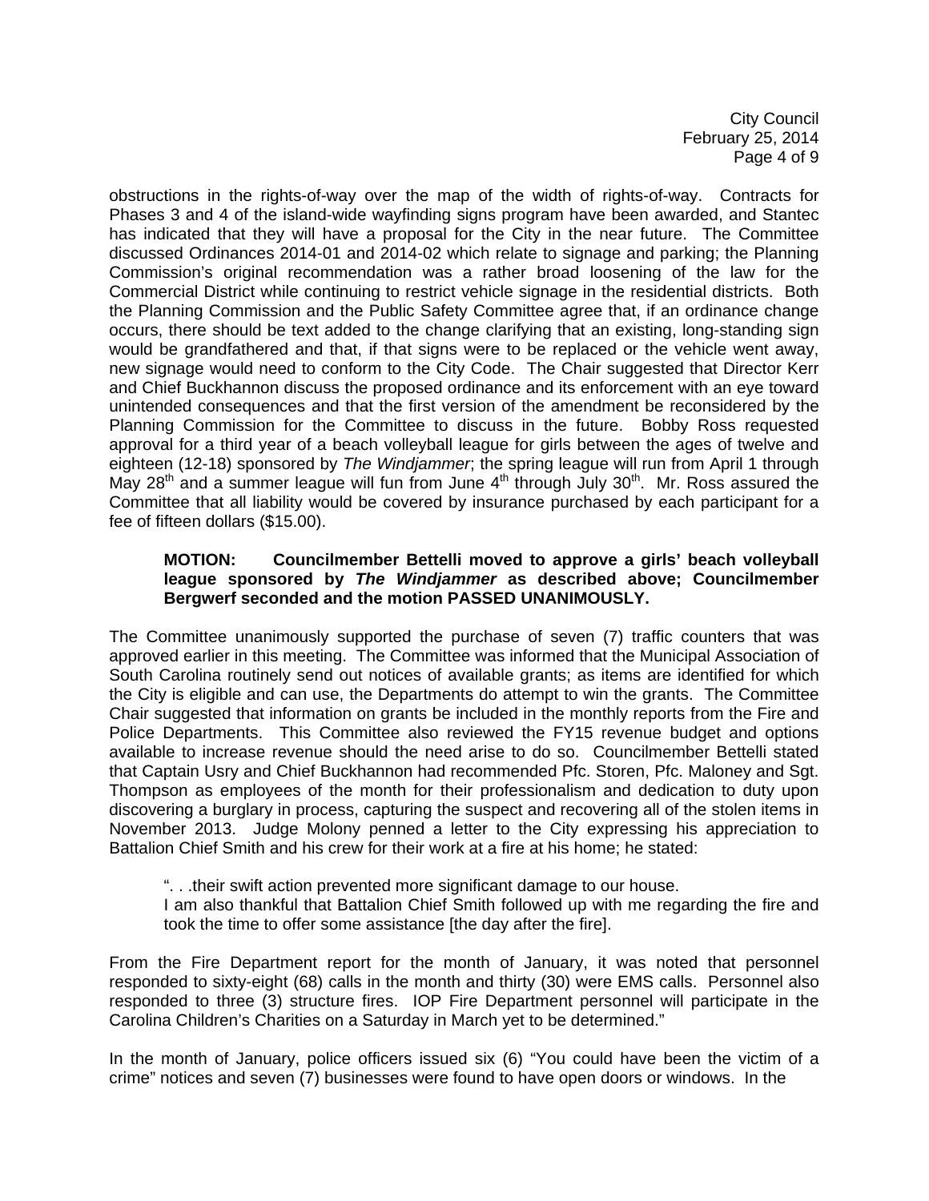obstructions in the rights-of-way over the map of the width of rights-of-way. Contracts for Phases 3 and 4 of the island-wide wayfinding signs program have been awarded, and Stantec has indicated that they will have a proposal for the City in the near future. The Committee discussed Ordinances 2014-01 and 2014-02 which relate to signage and parking; the Planning Commission's original recommendation was a rather broad loosening of the law for the Commercial District while continuing to restrict vehicle signage in the residential districts. Both the Planning Commission and the Public Safety Committee agree that, if an ordinance change occurs, there should be text added to the change clarifying that an existing, long-standing sign would be grandfathered and that, if that signs were to be replaced or the vehicle went away, new signage would need to conform to the City Code. The Chair suggested that Director Kerr and Chief Buckhannon discuss the proposed ordinance and its enforcement with an eye toward unintended consequences and that the first version of the amendment be reconsidered by the Planning Commission for the Committee to discuss in the future. Bobby Ross requested approval for a third year of a beach volleyball league for girls between the ages of twelve and eighteen (12-18) sponsored by *The Windjammer*; the spring league will run from April 1 through May 28th and a summer league will fun from June 4th through July 30th. Mr. Ross assured the Committee that all liability would be covered by insurance purchased by each participant for a fee of fifteen dollars ($15.00).

> **MOTION: Councilmember Bettelli moved to approve a girls' beach volleyball league sponsored by *The Windjammer* as described above; Councilmember Bergwerf seconded and the motion PASSED UNANIMOUSLY.**

The Committee unanimously supported the purchase of seven (7) traffic counters that was approved earlier in this meeting. The Committee was informed that the Municipal Association of South Carolina routinely send out notices of available grants; as items are identified for which the City is eligible and can use, the Departments do attempt to win the grants. The Committee Chair suggested that information on grants be included in the monthly reports from the Fire and Police Departments. This Committee also reviewed the FY15 revenue budget and options available to increase revenue should the need arise to do so. Councilmember Bettelli stated that Captain Usry and Chief Buckhannon had recommended Pfc. Storen, Pfc. Maloney and Sgt. Thompson as employees of the month for their professionalism and dedication to duty upon discovering a burglary in process, capturing the suspect and recovering all of the stolen items in November 2013. Judge Molony penned a letter to the City expressing his appreciation to Battalion Chief Smith and his crew for their work at a fire at his home; he stated:

> ". . .their swift action prevented more significant damage to our house.
> I am also thankful that Battalion Chief Smith followed up with me regarding the fire and took the time to offer some assistance [the day after the fire].

From the Fire Department report for the month of January, it was noted that personnel responded to sixty-eight (68) calls in the month and thirty (30) were EMS calls. Personnel also responded to three (3) structure fires. IOP Fire Department personnel will participate in the Carolina Children's Charities on a Saturday in March yet to be determined."

In the month of January, police officers issued six (6) "You could have been the victim of a crime" notices and seven (7) businesses were found to have open doors or windows. In the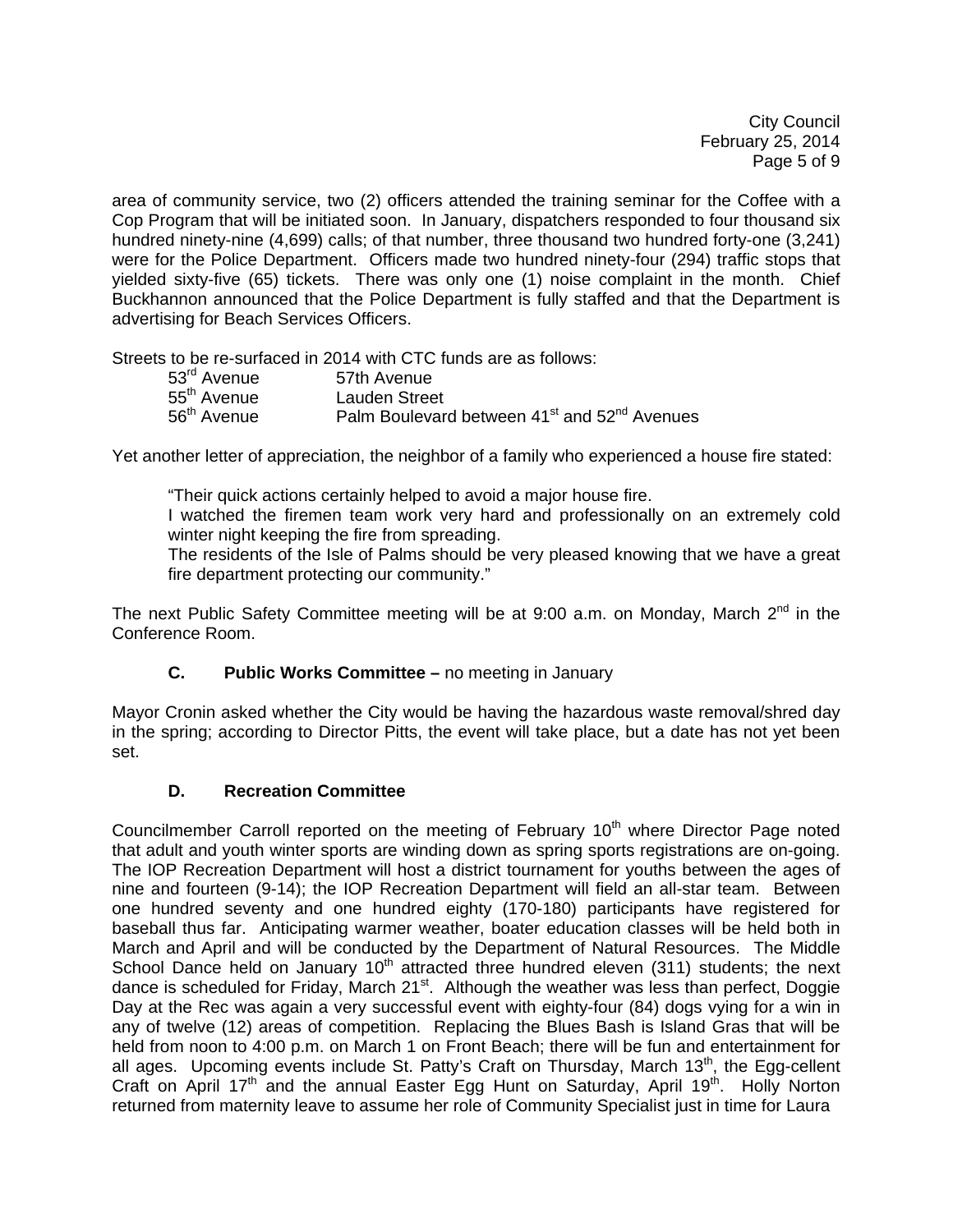area of community service, two (2) officers attended the training seminar for the Coffee with a Cop Program that will be initiated soon. In January, dispatchers responded to four thousand six hundred ninety-nine (4,699) calls; of that number, three thousand two hundred forty-one (3,241) were for the Police Department. Officers made two hundred ninety-four (294) traffic stops that yielded sixty-five (65) tickets. There was only one (1) noise complaint in the month. Chief Buckhannon announced that the Police Department is fully staffed and that the Department is advertising for Beach Services Officers.

Streets to be re-surfaced in 2014 with CTC funds are as follows:

| | |
|---|---|
| 53rd Avenue | 57th Avenue |
| 55th Avenue | Lauden Street |
| 56th Avenue | Palm Boulevard between 41st and 52nd Avenues |

Yet another letter of appreciation, the neighbor of a family who experienced a house fire stated:

> "Their quick actions certainly helped to avoid a major house fire.
> I watched the firemen team work very hard and professionally on an extremely cold winter night keeping the fire from spreading.
> The residents of the Isle of Palms should be very pleased knowing that we have a great fire department protecting our community."

The next Public Safety Committee meeting will be at 9:00 a.m. on Monday, March 2nd in the Conference Room.

**C. Public Works Committee –** no meeting in January

Mayor Cronin asked whether the City would be having the hazardous waste removal/shred day in the spring; according to Director Pitts, the event will take place, but a date has not yet been set.

**D. Recreation Committee**

Councilmember Carroll reported on the meeting of February 10th where Director Page noted that adult and youth winter sports are winding down as spring sports registrations are on-going. The IOP Recreation Department will host a district tournament for youths between the ages of nine and fourteen (9-14); the IOP Recreation Department will field an all-star team. Between one hundred seventy and one hundred eighty (170-180) participants have registered for baseball thus far. Anticipating warmer weather, boater education classes will be held both in March and April and will be conducted by the Department of Natural Resources. The Middle School Dance held on January 10th attracted three hundred eleven (311) students; the next dance is scheduled for Friday, March 21st. Although the weather was less than perfect, Doggie Day at the Rec was again a very successful event with eighty-four (84) dogs vying for a win in any of twelve (12) areas of competition. Replacing the Blues Bash is Island Gras that will be held from noon to 4:00 p.m. on March 1 on Front Beach; there will be fun and entertainment for all ages. Upcoming events include St. Patty's Craft on Thursday, March 13th, the Egg-cellent Craft on April 17th and the annual Easter Egg Hunt on Saturday, April 19th. Holly Norton returned from maternity leave to assume her role of Community Specialist just in time for Laura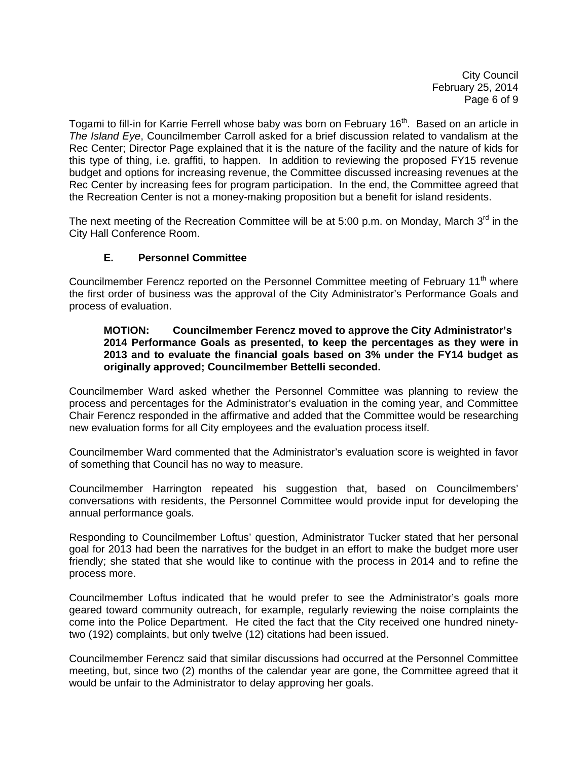Togami to fill-in for Karrie Ferrell whose baby was born on February 16th. Based on an article in *The Island Eye*, Councilmember Carroll asked for a brief discussion related to vandalism at the Rec Center; Director Page explained that it is the nature of the facility and the nature of kids for this type of thing, i.e. graffiti, to happen. In addition to reviewing the proposed FY15 revenue budget and options for increasing revenue, the Committee discussed increasing revenues at the Rec Center by increasing fees for program participation. In the end, the Committee agreed that the Recreation Center is not a money-making proposition but a benefit for island residents.

The next meeting of the Recreation Committee will be at 5:00 p.m. on Monday, March 3rd in the City Hall Conference Room.

### E. Personnel Committee

Councilmember Ferencz reported on the Personnel Committee meeting of February 11th where the first order of business was the approval of the City Administrator's Performance Goals and process of evaluation.

> **MOTION: Councilmember Ferencz moved to approve the City Administrator's 2014 Performance Goals as presented, to keep the percentages as they were in 2013 and to evaluate the financial goals based on 3% under the FY14 budget as originally approved; Councilmember Bettelli seconded.**

Councilmember Ward asked whether the Personnel Committee was planning to review the process and percentages for the Administrator's evaluation in the coming year, and Committee Chair Ferencz responded in the affirmative and added that the Committee would be researching new evaluation forms for all City employees and the evaluation process itself.

Councilmember Ward commented that the Administrator's evaluation score is weighted in favor of something that Council has no way to measure.

Councilmember Harrington repeated his suggestion that, based on Councilmembers' conversations with residents, the Personnel Committee would provide input for developing the annual performance goals.

Responding to Councilmember Loftus' question, Administrator Tucker stated that her personal goal for 2013 had been the narratives for the budget in an effort to make the budget more user friendly; she stated that she would like to continue with the process in 2014 and to refine the process more.

Councilmember Loftus indicated that he would prefer to see the Administrator's goals more geared toward community outreach, for example, regularly reviewing the noise complaints the come into the Police Department. He cited the fact that the City received one hundred ninety-two (192) complaints, but only twelve (12) citations had been issued.

Councilmember Ferencz said that similar discussions had occurred at the Personnel Committee meeting, but, since two (2) months of the calendar year are gone, the Committee agreed that it would be unfair to the Administrator to delay approving her goals.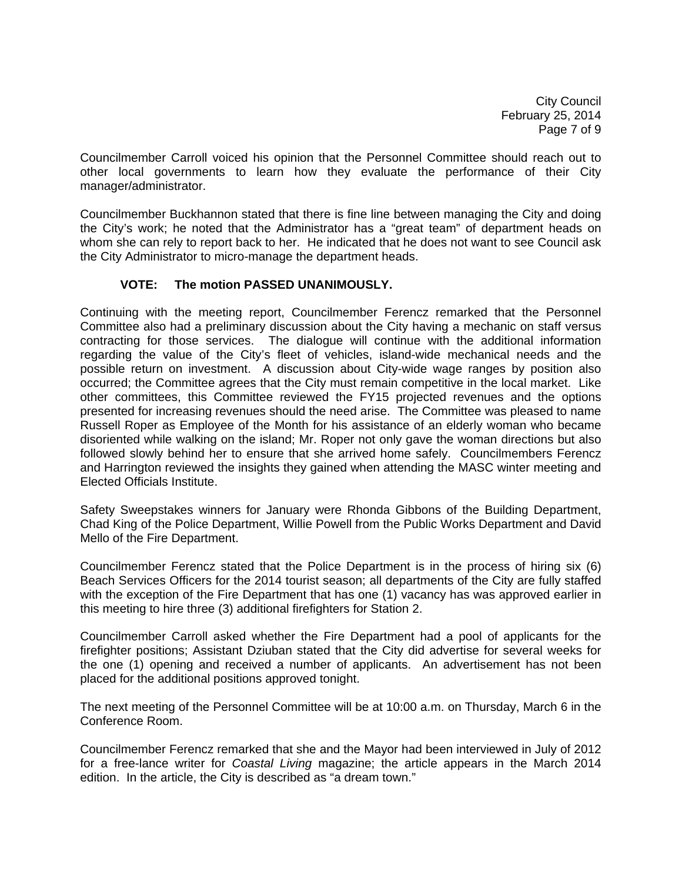Councilmember Carroll voiced his opinion that the Personnel Committee should reach out to other local governments to learn how they evaluate the performance of their City manager/administrator.

Councilmember Buckhannon stated that there is fine line between managing the City and doing the City's work; he noted that the Administrator has a "great team" of department heads on whom she can rely to report back to her. He indicated that he does not want to see Council ask the City Administrator to micro-manage the department heads.

**VOTE: The motion PASSED UNANIMOUSLY.**

Continuing with the meeting report, Councilmember Ferencz remarked that the Personnel Committee also had a preliminary discussion about the City having a mechanic on staff versus contracting for those services. The dialogue will continue with the additional information regarding the value of the City's fleet of vehicles, island-wide mechanical needs and the possible return on investment. A discussion about City-wide wage ranges by position also occurred; the Committee agrees that the City must remain competitive in the local market. Like other committees, this Committee reviewed the FY15 projected revenues and the options presented for increasing revenues should the need arise. The Committee was pleased to name Russell Roper as Employee of the Month for his assistance of an elderly woman who became disoriented while walking on the island; Mr. Roper not only gave the woman directions but also followed slowly behind her to ensure that she arrived home safely. Councilmembers Ferencz and Harrington reviewed the insights they gained when attending the MASC winter meeting and Elected Officials Institute.

Safety Sweepstakes winners for January were Rhonda Gibbons of the Building Department, Chad King of the Police Department, Willie Powell from the Public Works Department and David Mello of the Fire Department.

Councilmember Ferencz stated that the Police Department is in the process of hiring six (6) Beach Services Officers for the 2014 tourist season; all departments of the City are fully staffed with the exception of the Fire Department that has one (1) vacancy has was approved earlier in this meeting to hire three (3) additional firefighters for Station 2.

Councilmember Carroll asked whether the Fire Department had a pool of applicants for the firefighter positions; Assistant Dziuban stated that the City did advertise for several weeks for the one (1) opening and received a number of applicants. An advertisement has not been placed for the additional positions approved tonight.

The next meeting of the Personnel Committee will be at 10:00 a.m. on Thursday, March 6 in the Conference Room.

Councilmember Ferencz remarked that she and the Mayor had been interviewed in July of 2012 for a free-lance writer for *Coastal Living* magazine; the article appears in the March 2014 edition. In the article, the City is described as "a dream town."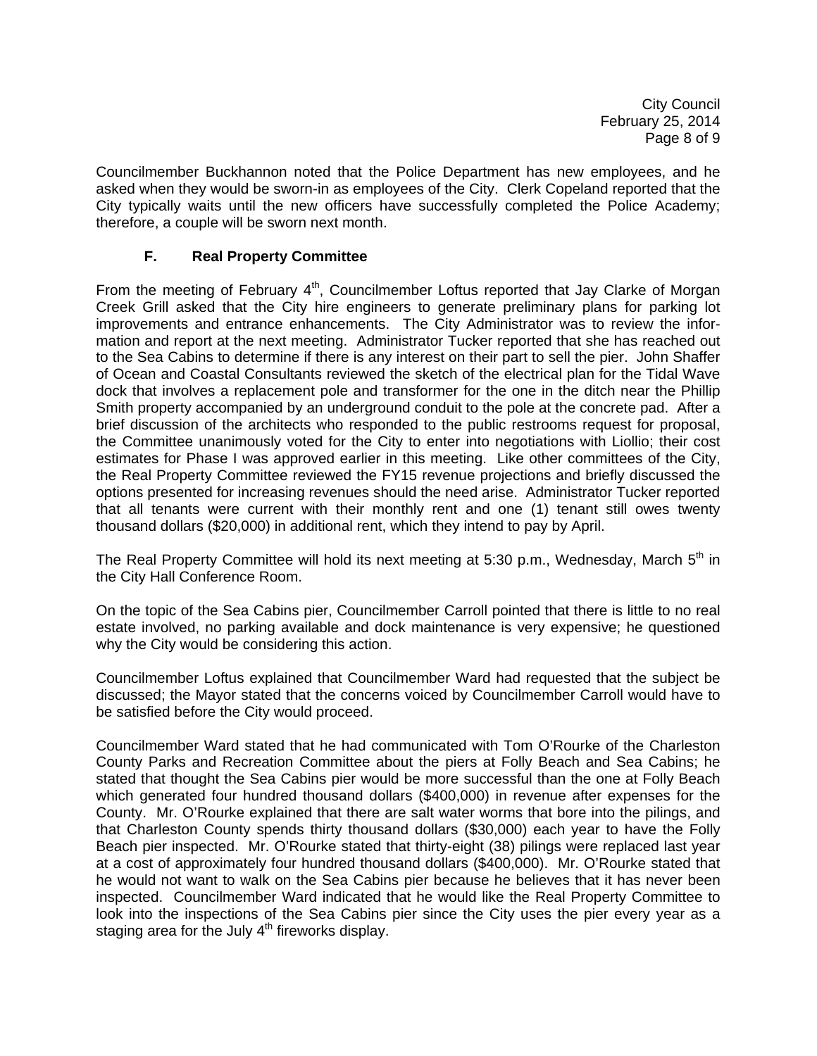Councilmember Buckhannon noted that the Police Department has new employees, and he asked when they would be sworn-in as employees of the City. Clerk Copeland reported that the City typically waits until the new officers have successfully completed the Police Academy; therefore, a couple will be sworn next month.

### F. Real Property Committee

From the meeting of February 4th, Councilmember Loftus reported that Jay Clarke of Morgan Creek Grill asked that the City hire engineers to generate preliminary plans for parking lot improvements and entrance enhancements. The City Administrator was to review the information and report at the next meeting. Administrator Tucker reported that she has reached out to the Sea Cabins to determine if there is any interest on their part to sell the pier. John Shaffer of Ocean and Coastal Consultants reviewed the sketch of the electrical plan for the Tidal Wave dock that involves a replacement pole and transformer for the one in the ditch near the Phillip Smith property accompanied by an underground conduit to the pole at the concrete pad. After a brief discussion of the architects who responded to the public restrooms request for proposal, the Committee unanimously voted for the City to enter into negotiations with Liollio; their cost estimates for Phase I was approved earlier in this meeting. Like other committees of the City, the Real Property Committee reviewed the FY15 revenue projections and briefly discussed the options presented for increasing revenues should the need arise. Administrator Tucker reported that all tenants were current with their monthly rent and one (1) tenant still owes twenty thousand dollars ($20,000) in additional rent, which they intend to pay by April.

The Real Property Committee will hold its next meeting at 5:30 p.m., Wednesday, March 5th in the City Hall Conference Room.

On the topic of the Sea Cabins pier, Councilmember Carroll pointed that there is little to no real estate involved, no parking available and dock maintenance is very expensive; he questioned why the City would be considering this action.

Councilmember Loftus explained that Councilmember Ward had requested that the subject be discussed; the Mayor stated that the concerns voiced by Councilmember Carroll would have to be satisfied before the City would proceed.

Councilmember Ward stated that he had communicated with Tom O'Rourke of the Charleston County Parks and Recreation Committee about the piers at Folly Beach and Sea Cabins; he stated that thought the Sea Cabins pier would be more successful than the one at Folly Beach which generated four hundred thousand dollars ($400,000) in revenue after expenses for the County. Mr. O'Rourke explained that there are salt water worms that bore into the pilings, and that Charleston County spends thirty thousand dollars ($30,000) each year to have the Folly Beach pier inspected. Mr. O'Rourke stated that thirty-eight (38) pilings were replaced last year at a cost of approximately four hundred thousand dollars ($400,000). Mr. O'Rourke stated that he would not want to walk on the Sea Cabins pier because he believes that it has never been inspected. Councilmember Ward indicated that he would like the Real Property Committee to look into the inspections of the Sea Cabins pier since the City uses the pier every year as a staging area for the July 4th fireworks display.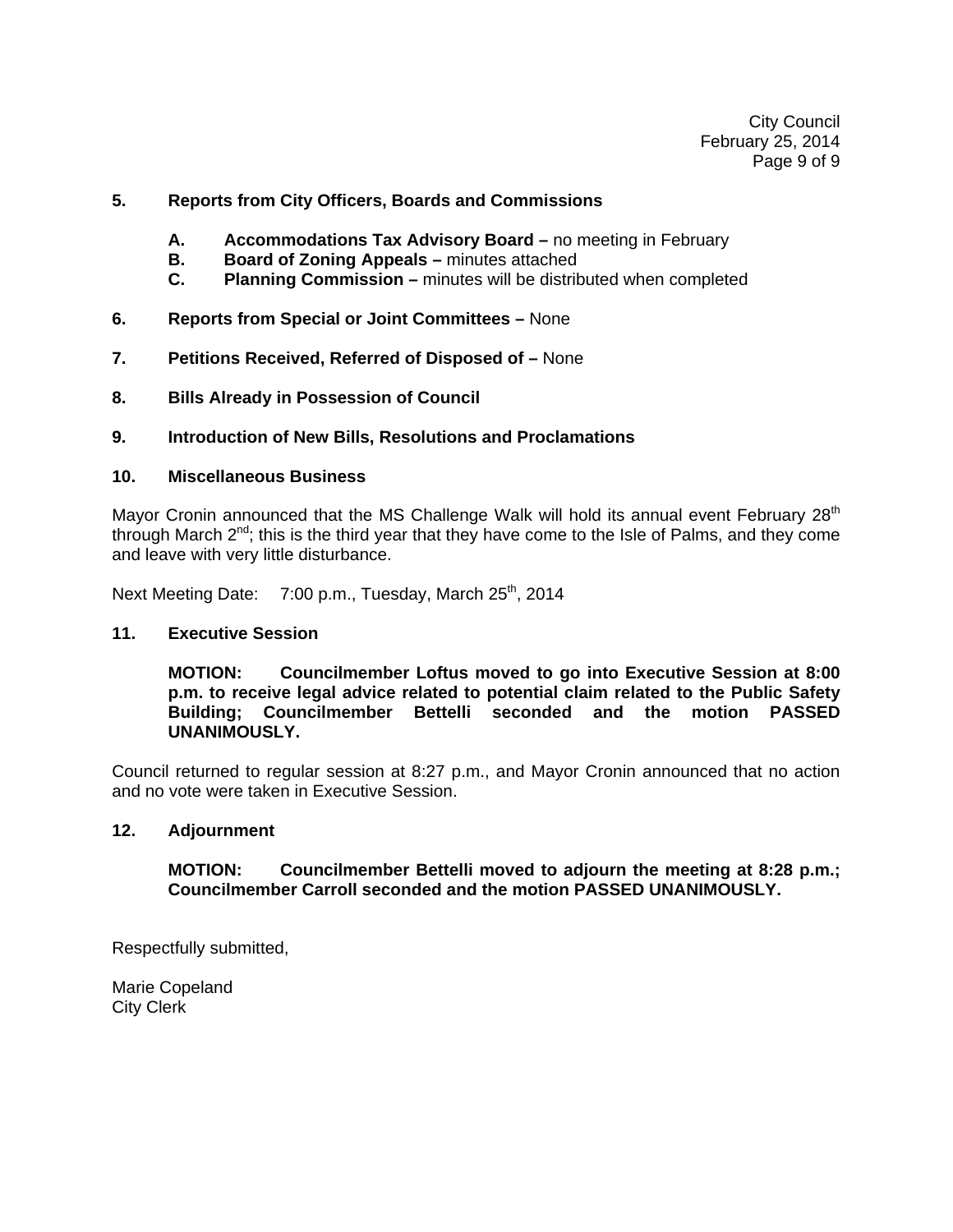**5. Reports from City Officers, Boards and Commissions**

- **A. Accommodations Tax Advisory Board –** no meeting in February
- **B. Board of Zoning Appeals –** minutes attached
- **C. Planning Commission –** minutes will be distributed when completed

**6. Reports from Special or Joint Committees –** None

**7. Petitions Received, Referred of Disposed of –** None

**8. Bills Already in Possession of Council**

**9. Introduction of New Bills, Resolutions and Proclamations**

**10. Miscellaneous Business**

Mayor Cronin announced that the MS Challenge Walk will hold its annual event February 28th through March 2nd; this is the third year that they have come to the Isle of Palms, and they come and leave with very little disturbance.

Next Meeting Date: 7:00 p.m., Tuesday, March 25th, 2014

**11. Executive Session**

**MOTION: Councilmember Loftus moved to go into Executive Session at 8:00 p.m. to receive legal advice related to potential claim related to the Public Safety Building; Councilmember Bettelli seconded and the motion PASSED UNANIMOUSLY.**

Council returned to regular session at 8:27 p.m., and Mayor Cronin announced that no action and no vote were taken in Executive Session.

**12. Adjournment**

**MOTION: Councilmember Bettelli moved to adjourn the meeting at 8:28 p.m.; Councilmember Carroll seconded and the motion PASSED UNANIMOUSLY.**

Respectfully submitted,

Marie Copeland
City Clerk